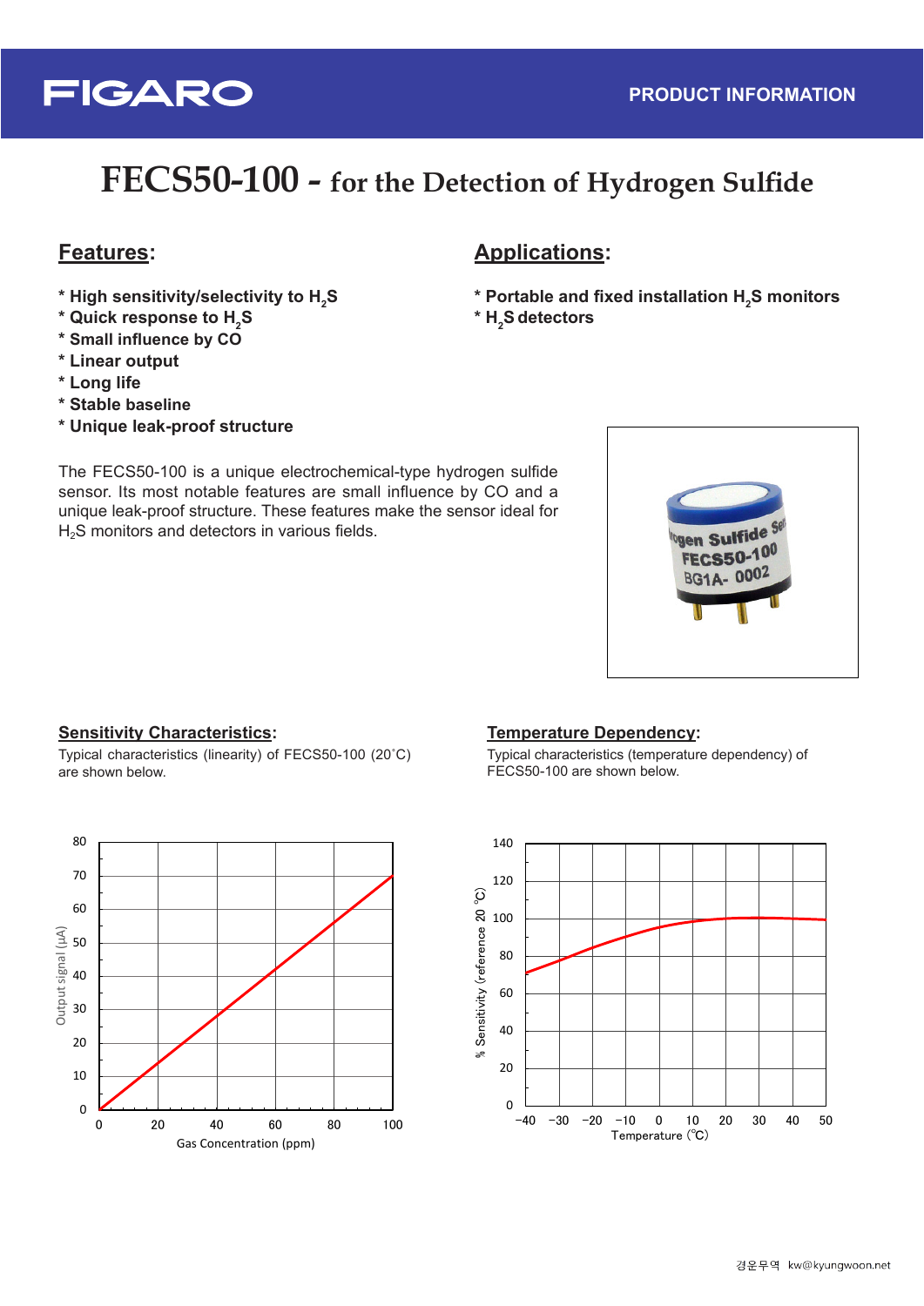FIGARO

PRODUCT INFORMATION

# FECS50-100 - for the Detection of Hydrogen Sulfide

## Features:

* High sensitivity/selectivity to $H_2S$
* Quick response to $H_2S$
* Small influence by CO
* Linear output
* Long life
* Stable baseline
* Unique leak-proof structure

## Applications:

* Portable and fixed installation $H_2S$ monitors
* $H_2S$ detectors

The FECS50-100 is a unique electrochemical-type hydrogen sulfide sensor. Its most notable features are small influence by CO and a unique leak-proof structure. These features make the sensor ideal for $H_2S$ monitors and detectors in various fields.

## Sensitivity Characteristics:

Typical characteristics (linearity) of FECS50-100 (20˚C) are shown below.

## Temperature Dependency:

Typical characteristics (temperature dependency) of FECS50-100 are shown below.

경운무역 kw@kyungwoon.net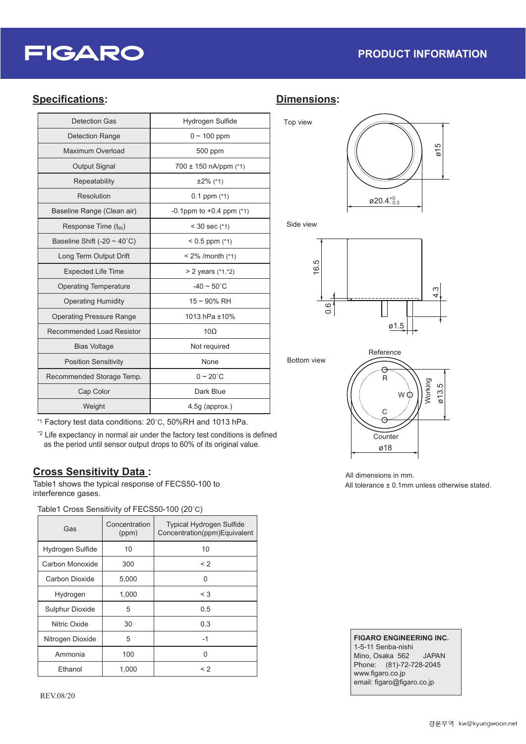FIGARO

PRODUCT INFORMATION

## Specifications:

| | |
|---|---|
| Detection Gas | Hydrogen Sulfide |
| Detection Range | 0 ~ 100 ppm |
| Maximum Overload | 500 ppm |
| Output Signal | 700 ± 150 nA/ppm (*1) |
| Repeatability | ±2% (*1) |
| Resolution | 0.1 ppm (*1) |
| Baseline Range (Clean air) | -0.1ppm to +0.4 ppm (*1) |
| Response Time ($t_{90}$) | < 30 sec (*1) |
| Baseline Shift (-20 ~ 40˚C) | < 0.5 ppm (*1) |
| Long Term Output Drift | < 2% /month (*1) |
| Expected Life Time | > 2 years (*1,*2) |
| Operating Temperature | -40 ~ 50˚C |
| Operating Humidity | 15 ~ 90% RH |
| Operating Pressure Range | 1013 hPa ±10% |
| Recommended Load Resistor | 10Ω |
| Bias Voltage | Not required |
| Position Sensitivity | None |
| Recommended Storage Temp. | 0 ~ 20˚C |
| Cap Color | Dark Blue |
| Weight | 4.5g (approx.) |

*1 Factory test data conditions: 20˚C, 50%RH and 1013 hPa.

*2 Life expectancy in normal air under the factory test conditions is defined as the period until sensor output drops to 60% of its original value.

## Dimensions:

Top view

ø15

ø20.4 $^{+0}_{-0.3}$

Side view

16.5

4.3

0.6

ø1.5

Bottom view

Reference

R

W

C

Working

ø13.5

Counter

ø18

All dimensions in mm.
All tolerance ± 0.1mm unless otherwise stated.

## Cross Sensitivity Data :

Table1 shows the typical response of FECS50-100 to interference gases.

Table1 Cross Sensitivity of FECS50-100 (20˚C)

| Gas | Concentration (ppm) | Typical Hydrogen Sulfide Concentration(ppm)Equivalent |
|---|---|---|
| Hydrogen Sulfide | 10 | 10 |
| Carbon Monoxide | 300 | < 2 |
| Carbon Dioxide | 5,000 | 0 |
| Hydrogen | 1,000 | < 3 |
| Sulphur Dioxide | 5 | 0.5 |
| Nitric Oxide | 30 | 0.3 |
| Nitrogen Dioxide | 5 | -1 |
| Ammonia | 100 | 0 |
| Ethanol | 1,000 | < 2 |

REV.08/20

**FIGARO ENGINEERING INC.**
1-5-11 Senba-nishi
Mino, Osaka 562 JAPAN
Phone: (81)-72-728-2045
www.figaro.co.jp
email: figaro@figaro.co.jp

경운무역 kw@kyungwoon.net